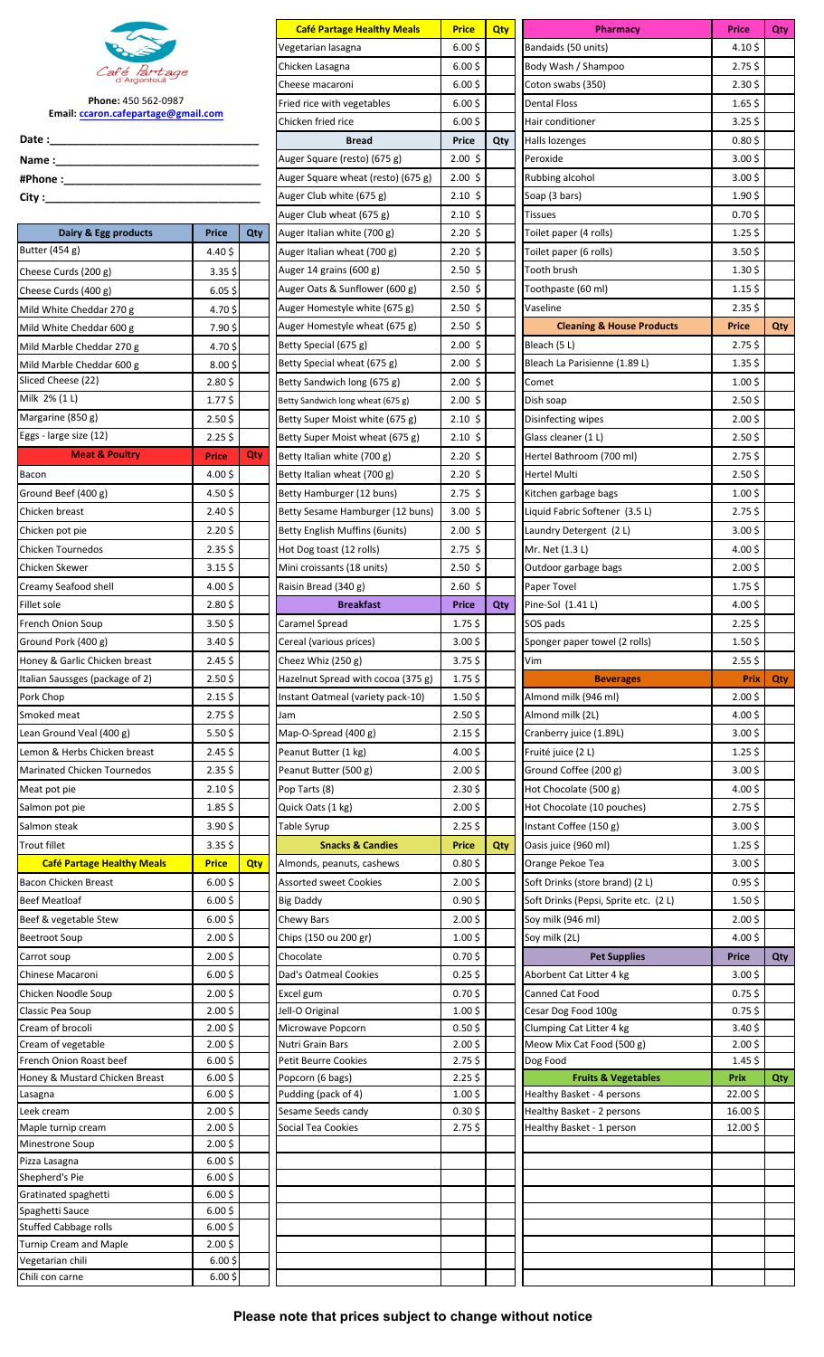Café Partage d'Argenteuil

**Phone:** 450 562-0987
**Email:** ccaron.cafepartage@gmail.com

Date :___________________________________

Name :___________________________________

#Phone :_________________________________

City :___________________________________

| Dairy & Egg products | Price | Qty |
|---|---|---|
| Butter (454 g) | 4.40 $ | |
| Cheese Curds (200 g) | 3.35 $ | |
| Cheese Curds (400 g) | 6.05 $ | |
| Mild White Cheddar 270 g | 4.70 $ | |
| Mild White Cheddar 600 g | 7.90 $ | |
| Mild Marble Cheddar 270 g | 4.70 $ | |
| Mild Marble Cheddar 600 g | 8.00 $ | |
| Sliced Cheese (22) | 2.80 $ | |
| Milk 2% (1 L) | 1.77 $ | |
| Margarine (850 g) | 2.50 $ | |
| Eggs - large size (12) | 2.25 $ | |

| Meat & Poultry | Price | Qty |
|---|---|---|
| Bacon | 4.00 $ | |
| Ground Beef (400 g) | 4.50 $ | |
| Chicken breast | 2.40 $ | |
| Chicken pot pie | 2.20 $ | |
| Chicken Tournedos | 2.35 $ | |
| Chicken Skewer | 3.15 $ | |
| Creamy Seafood shell | 4.00 $ | |
| Fillet sole | 2.80 $ | |
| French Onion Soup | 3.50 $ | |
| Ground Pork (400 g) | 3.40 $ | |
| Honey & Garlic Chicken breast | 2.45 $ | |
| Italian Saussges (package of 2) | 2.50 $ | |
| Pork Chop | 2.15 $ | |
| Smoked meat | 2.75 $ | |
| Lean Ground Veal (400 g) | 5.50 $ | |
| Lemon & Herbs Chicken breast | 2.45 $ | |
| Marinated Chicken Tournedos | 2.35 $ | |
| Meat pot pie | 2.10 $ | |
| Salmon pot pie | 1.85 $ | |
| Salmon steak | 3.90 $ | |
| Trout fillet | 3.35 $ | |

| Café Partage Healthy Meals | Price | Qty |
|---|---|---|
| Bacon Chicken Breast | 6.00 $ | |
| Beef Meatloaf | 6.00 $ | |
| Beef & vegetable Stew | 6.00 $ | |
| Beetroot Soup | 2.00 $ | |
| Carrot soup | 2.00 $ | |
| Chinese Macaroni | 6.00 $ | |
| Chicken Noodle Soup | 2.00 $ | |
| Classic Pea Soup | 2.00 $ | |
| Cream of brocoli | 2.00 $ | |
| Cream of vegetable | 2.00 $ | |
| French Onion Roast beef | 6.00 $ | |
| Honey & Mustard Chicken Breast | 6.00 $ | |
| Lasagna | 6.00 $ | |
| Leek cream | 2.00 $ | |
| Maple turnip cream | 2.00 $ | |
| Minestrone Soup | 2.00 $ | |
| Pizza Lasagna | 6.00 $ | |
| Shepherd's Pie | 6.00 $ | |
| Gratinated spaghetti | 6.00 $ | |
| Spaghetti Sauce | 6.00 $ | |
| Stuffed Cabbage rolls | 6.00 $ | |
| Turnip Cream and Maple | 2.00 $ | |
| Vegetarian chili | 6.00 $ | |
| Chili con carne | 6.00 $ | |

| Café Partage Healthy Meals | Price | Qty |
|---|---|---|
| Vegetarian lasagna | 6.00 $ | |
| Chicken Lasagna | 6.00 $ | |
| Cheese macaroni | 6.00 $ | |
| Fried rice with vegetables | 6.00 $ | |
| Chicken fried rice | 6.00 $ | |

| Bread | Price | Qty |
|---|---|---|
| Auger Square (resto) (675 g) | 2.00 $ | |
| Auger Square wheat (resto) (675 g) | 2.00 $ | |
| Auger Club white (675 g) | 2.10 $ | |
| Auger Club wheat (675 g) | 2.10 $ | |
| Auger Italian white (700 g) | 2.20 $ | |
| Auger Italian wheat (700 g) | 2.20 $ | |
| Auger 14 grains (600 g) | 2.50 $ | |
| Auger Oats & Sunflower (600 g) | 2.50 $ | |
| Auger Homestyle white (675 g) | 2.50 $ | |
| Auger Homestyle wheat (675 g) | 2.50 $ | |
| Betty Special (675 g) | 2.00 $ | |
| Betty Special wheat (675 g) | 2.00 $ | |
| Betty Sandwich long (675 g) | 2.00 $ | |
| Betty Sandwich long wheat (675 g) | 2.00 $ | |
| Betty Super Moist white (675 g) | 2.10 $ | |
| Betty Super Moist wheat (675 g) | 2.10 $ | |
| Betty Italian white (700 g) | 2.20 $ | |
| Betty Italian wheat (700 g) | 2.20 $ | |
| Betty Hamburger (12 buns) | 2.75 $ | |
| Betty Sesame Hamburger (12 buns) | 3.00 $ | |
| Betty English Muffins (6units) | 2.00 $ | |
| Hot Dog toast (12 rolls) | 2.75 $ | |
| Mini croissants (18 units) | 2.50 $ | |
| Raisin Bread (340 g) | 2.60 $ | |

| Breakfast | Price | Qty |
|---|---|---|
| Caramel Spread | 1.75 $ | |
| Cereal (various prices) | 3.00 $ | |
| Cheez Whiz (250 g) | 3.75 $ | |
| Hazelnut Spread with cocoa (375 g) | 1.75 $ | |
| Instant Oatmeal (variety pack-10) | 1.50 $ | |
| Jam | 2.50 $ | |
| Map-O-Spread (400 g) | 2.15 $ | |
| Peanut Butter (1 kg) | 4.00 $ | |
| Peanut Butter (500 g) | 2.00 $ | |
| Pop Tarts (8) | 2.30 $ | |
| Quick Oats (1 kg) | 2.00 $ | |
| Table Syrup | 2.25 $ | |

| Snacks & Candies | Price | Qty |
|---|---|---|
| Almonds, peanuts, cashews | 0.80 $ | |
| Assorted sweet Cookies | 2.00 $ | |
| Big Daddy | 0.90 $ | |
| Chewy Bars | 2.00 $ | |
| Chips (150 ou 200 gr) | 1.00 $ | |
| Chocolate | 0.70 $ | |
| Dad's Oatmeal Cookies | 0.25 $ | |
| Excel gum | 0.70 $ | |
| Jell-O Original | 1.00 $ | |
| Microwave Popcorn | 0.50 $ | |
| Nutri Grain Bars | 2.00 $ | |
| Petit Beurre Cookies | 2.75 $ | |
| Popcorn (6 bags) | 2.25 $ | |
| Pudding (pack of 4) | 1.00 $ | |
| Sesame Seeds candy | 0.30 $ | |
| Social Tea Cookies | 2.75 $ | |

| Pharmacy | Price | Qty |
|---|---|---|
| Bandaids (50 units) | 4.10 $ | |
| Body Wash / Shampoo | 2.75 $ | |
| Coton swabs (350) | 2.30 $ | |
| Dental Floss | 1.65 $ | |
| Hair conditioner | 3.25 $ | |
| Halls lozenges | 0.80 $ | |
| Peroxide | 3.00 $ | |
| Rubbing alcohol | 3.00 $ | |
| Soap (3 bars) | 1.90 $ | |
| Tissues | 0.70 $ | |
| Toilet paper (4 rolls) | 1.25 $ | |
| Toilet paper (6 rolls) | 3.50 $ | |
| Tooth brush | 1.30 $ | |
| Toothpaste (60 ml) | 1.15 $ | |
| Vaseline | 2.35 $ | |

| Cleaning & House Products | Price | Qty |
|---|---|---|
| Bleach (5 L) | 2.75 $ | |
| Bleach La Parisienne (1.89 L) | 1.35 $ | |
| Comet | 1.00 $ | |
| Dish soap | 2.50 $ | |
| Disinfecting wipes | 2.00 $ | |
| Glass cleaner (1 L) | 2.50 $ | |
| Hertel Bathroom (700 ml) | 2.75 $ | |
| Hertel Multi | 2.50 $ | |
| Kitchen garbage bags | 1.00 $ | |
| Liquid Fabric Softener (3.5 L) | 2.75 $ | |
| Laundry Detergent (2 L) | 3.00 $ | |
| Mr. Net (1.3 L) | 4.00 $ | |
| Outdoor garbage bags | 2.00 $ | |
| Paper Tovel | 1.75 $ | |
| Pine-Sol (1.41 L) | 4.00 $ | |
| SOS pads | 2.25 $ | |
| Sponger paper towel (2 rolls) | 1.50 $ | |
| Vim | 2.55 $ | |

| Beverages | Prix | Qty |
|---|---|---|
| Almond milk (946 ml) | 2.00 $ | |
| Almond milk (2L) | 4.00 $ | |
| Cranberry juice (1.89L) | 3.00 $ | |
| Fruité juice (2 L) | 1.25 $ | |
| Ground Coffee (200 g) | 3.00 $ | |
| Hot Chocolate (500 g) | 4.00 $ | |
| Hot Chocolate (10 pouches) | 2.75 $ | |
| Instant Coffee (150 g) | 3.00 $ | |
| Oasis juice (960 ml) | 1.25 $ | |
| Orange Pekoe Tea | 3.00 $ | |
| Soft Drinks (store brand) (2 L) | 0.95 $ | |
| Soft Drinks (Pepsi, Sprite etc. (2 L) | 1.50 $ | |
| Soy milk (946 ml) | 2.00 $ | |
| Soy milk (2L) | 4.00 $ | |

| Pet Supplies | Price | Qty |
|---|---|---|
| Aborbent Cat Litter 4 kg | 3.00 $ | |
| Canned Cat Food | 0.75 $ | |
| Cesar Dog Food 100g | 0.75 $ | |
| Clumping Cat Litter 4 kg | 3.40 $ | |
| Meow Mix Cat Food (500 g) | 2.00 $ | |
| Dog Food | 1.45 $ | |

| Fruits & Vegetables | Prix | Qty |
|---|---|---|
| Healthy Basket - 4 persons | 22.00 $ | |
| Healthy Basket - 2 persons | 16.00 $ | |
| Healthy Basket - 1 person | 12.00 $ | |

**Please note that prices subject to change without notice**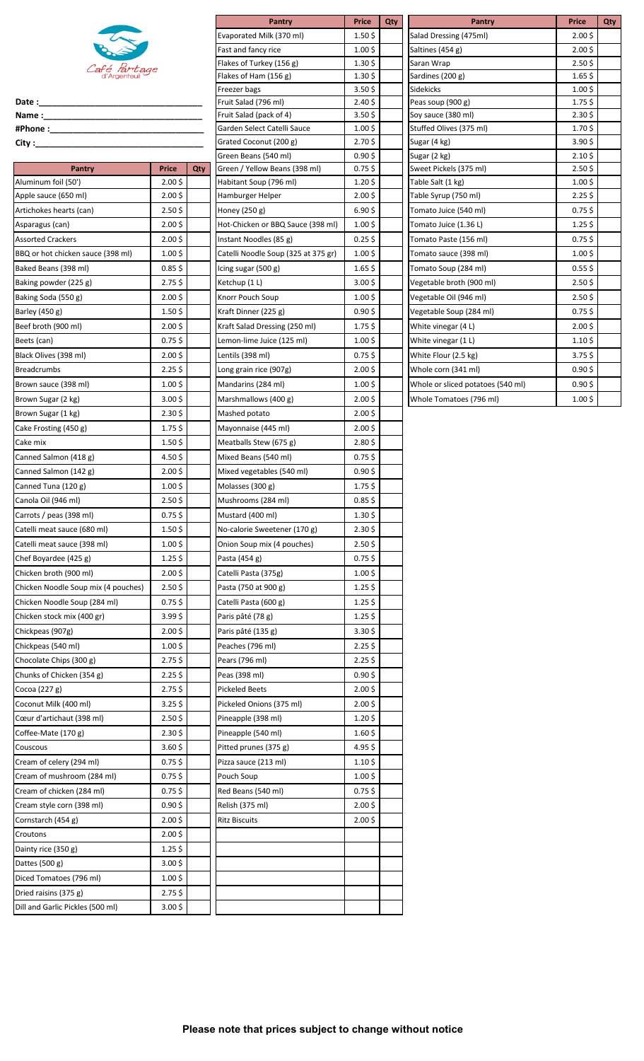Café Partage d'Argenteuil

Date :\_\_\_\_\_\_\_\_\_\_\_\_\_\_\_\_\_\_\_\_\_\_\_\_\_\_\_\_\_\_\_\_\_\_

Name :\_\_\_\_\_\_\_\_\_\_\_\_\_\_\_\_\_\_\_\_\_\_\_\_\_\_\_\_\_\_\_\_\_

#Phone :\_\_\_\_\_\_\_\_\_\_\_\_\_\_\_\_\_\_\_\_\_\_\_\_\_\_\_\_\_\_\_

City :\_\_\_\_\_\_\_\_\_\_\_\_\_\_\_\_\_\_\_\_\_\_\_\_\_\_\_\_\_\_\_\_\_\_\_

| Pantry | Price | Qty |
|---|---|---|
| Aluminum foil (50') | 2.00 $ | |
| Apple sauce (650 ml) | 2.00 $ | |
| Artichokes hearts (can) | 2.50 $ | |
| Asparagus (can) | 2.00 $ | |
| Assorted Crackers | 2.00 $ | |
| BBQ or hot chicken sauce (398 ml) | 1.00 $ | |
| Baked Beans (398 ml) | 0.85 $ | |
| Baking powder (225 g) | 2.75 $ | |
| Baking Soda (550 g) | 2.00 $ | |
| Barley (450 g) | 1.50 $ | |
| Beef broth (900 ml) | 2.00 $ | |
| Beets (can) | 0.75 $ | |
| Black Olives (398 ml) | 2.00 $ | |
| Breadcrumbs | 2.25 $ | |
| Brown sauce (398 ml) | 1.00 $ | |
| Brown Sugar (2 kg) | 3.00 $ | |
| Brown Sugar (1 kg) | 2.30 $ | |
| Cake Frosting (450 g) | 1.75 $ | |
| Cake mix | 1.50 $ | |
| Canned Salmon (418 g) | 4.50 $ | |
| Canned Salmon (142 g) | 2.00 $ | |
| Canned Tuna (120 g) | 1.00 $ | |
| Canola Oil (946 ml) | 2.50 $ | |
| Carrots / peas (398 ml) | 0.75 $ | |
| Catelli meat sauce (680 ml) | 1.50 $ | |
| Catelli meat sauce (398 ml) | 1.00 $ | |
| Chef Boyardee (425 g) | 1.25 $ | |
| Chicken broth (900 ml) | 2.00 $ | |
| Chicken Noodle Soup mix (4 pouches) | 2.50 $ | |
| Chicken Noodle Soup (284 ml) | 0.75 $ | |
| Chicken stock mix (400 gr) | 3.99 $ | |
| Chickpeas (907g) | 2.00 $ | |
| Chickpeas (540 ml) | 1.00 $ | |
| Chocolate Chips (300 g) | 2.75 $ | |
| Chunks of Chicken (354 g) | 2.25 $ | |
| Cocoa (227 g) | 2.75 $ | |
| Coconut Milk (400 ml) | 3.25 $ | |
| Cœur d'artichaut (398 ml) | 2.50 $ | |
| Coffee-Mate (170 g) | 2.30 $ | |
| Couscous | 3.60 $ | |
| Cream of celery (294 ml) | 0.75 $ | |
| Cream of mushroom (284 ml) | 0.75 $ | |
| Cream of chicken (284 ml) | 0.75 $ | |
| Cream style corn (398 ml) | 0.90 $ | |
| Cornstarch (454 g) | 2.00 $ | |
| Croutons | 2.00 $ | |
| Dainty rice (350 g) | 1.25 $ | |
| Dattes (500 g) | 3.00 $ | |
| Diced Tomatoes (796 ml) | 1.00 $ | |
| Dried raisins (375 g) | 2.75 $ | |
| Dill and Garlic Pickles (500 ml) | 3.00 $ | |

| Pantry | Price | Qty |
|---|---|---|
| Evaporated Milk (370 ml) | 1.50 $ | |
| Fast and fancy rice | 1.00 $ | |
| Flakes of Turkey (156 g) | 1.30 $ | |
| Flakes of Ham (156 g) | 1.30 $ | |
| Freezer bags | 3.50 $ | |
| Fruit Salad (796 ml) | 2.40 $ | |
| Fruit Salad (pack of 4) | 3.50 $ | |
| Garden Select Catelli Sauce | 1.00 $ | |
| Grated Coconut (200 g) | 2.70 $ | |
| Green Beans (540 ml) | 0.90 $ | |
| Green / Yellow Beans (398 ml) | 0.75 $ | |
| Habitant Soup (796 ml) | 1.20 $ | |
| Hamburger Helper | 2.00 $ | |
| Honey (250 g) | 6.90 $ | |
| Hot-Chicken or BBQ Sauce (398 ml) | 1.00 $ | |
| Instant Noodles (85 g) | 0.25 $ | |
| Catelli Noodle Soup (325 at 375 gr) | 1.00 $ | |
| Icing sugar (500 g) | 1.65 $ | |
| Ketchup (1 L) | 3.00 $ | |
| Knorr Pouch Soup | 1.00 $ | |
| Kraft Dinner (225 g) | 0.90 $ | |
| Kraft Salad Dressing (250 ml) | 1.75 $ | |
| Lemon-lime Juice (125 ml) | 1.00 $ | |
| Lentils (398 ml) | 0.75 $ | |
| Long grain rice (907g) | 2.00 $ | |
| Mandarins (284 ml) | 1.00 $ | |
| Marshmallows (400 g) | 2.00 $ | |
| Mashed potato | 2.00 $ | |
| Mayonnaise (445 ml) | 2.00 $ | |
| Meatballs Stew (675 g) | 2.80 $ | |
| Mixed Beans (540 ml) | 0.75 $ | |
| Mixed vegetables (540 ml) | 0.90 $ | |
| Molasses (300 g) | 1.75 $ | |
| Mushrooms (284 ml) | 0.85 $ | |
| Mustard (400 ml) | 1.30 $ | |
| No-calorie Sweetener (170 g) | 2.30 $ | |
| Onion Soup mix (4 pouches) | 2.50 $ | |
| Pasta (454 g) | 0.75 $ | |
| Catelli Pasta (375g) | 1.00 $ | |
| Pasta (750 at 900 g) | 1.25 $ | |
| Catelli Pasta (600 g) | 1.25 $ | |
| Paris pâté (78 g) | 1.25 $ | |
| Paris pâté (135 g) | 3.30 $ | |
| Peaches (796 ml) | 2.25 $ | |
| Pears (796 ml) | 2.25 $ | |
| Peas (398 ml) | 0.90 $ | |
| Pickeled Beets | 2.00 $ | |
| Pickeled Onions (375 ml) | 2.00 $ | |
| Pineapple (398 ml) | 1.20 $ | |
| Pineapple (540 ml) | 1.60 $ | |
| Pitted prunes (375 g) | 4.95 $ | |
| Pizza sauce (213 ml) | 1.10 $ | |
| Pouch Soup | 1.00 $ | |
| Red Beans (540 ml) | 0.75 $ | |
| Relish (375 ml) | 2.00 $ | |
| Ritz Biscuits | 2.00 $ | |

| Pantry | Price | Qty |
|---|---|---|
| Salad Dressing (475ml) | 2.00 $ | |
| Saltines (454 g) | 2.00 $ | |
| Saran Wrap | 2.50 $ | |
| Sardines (200 g) | 1.65 $ | |
| Sidekicks | 1.00 $ | |
| Peas soup (900 g) | 1.75 $ | |
| Soy sauce (380 ml) | 2.30 $ | |
| Stuffed Olives (375 ml) | 1.70 $ | |
| Sugar (4 kg) | 3.90 $ | |
| Sugar (2 kg) | 2.10 $ | |
| Sweet Pickels (375 ml) | 2.50 $ | |
| Table Salt (1 kg) | 1.00 $ | |
| Table Syrup (750 ml) | 2.25 $ | |
| Tomato Juice (540 ml) | 0.75 $ | |
| Tomato Juice (1.36 L) | 1.25 $ | |
| Tomato Paste (156 ml) | 0.75 $ | |
| Tomato sauce (398 ml) | 1.00 $ | |
| Tomato Soup (284 ml) | 0.55 $ | |
| Vegetable broth (900 ml) | 2.50 $ | |
| Vegetable Oil (946 ml) | 2.50 $ | |
| Vegetable Soup (284 ml) | 0.75 $ | |
| White vinegar (4 L) | 2.00 $ | |
| White vinegar (1 L) | 1.10 $ | |
| White Flour (2.5 kg) | 3.75 $ | |
| Whole corn (341 ml) | 0.90 $ | |
| Whole or sliced potatoes (540 ml) | 0.90 $ | |
| Whole Tomatoes (796 ml) | 1.00 $ | |

**Please note that prices subject to change without notice**